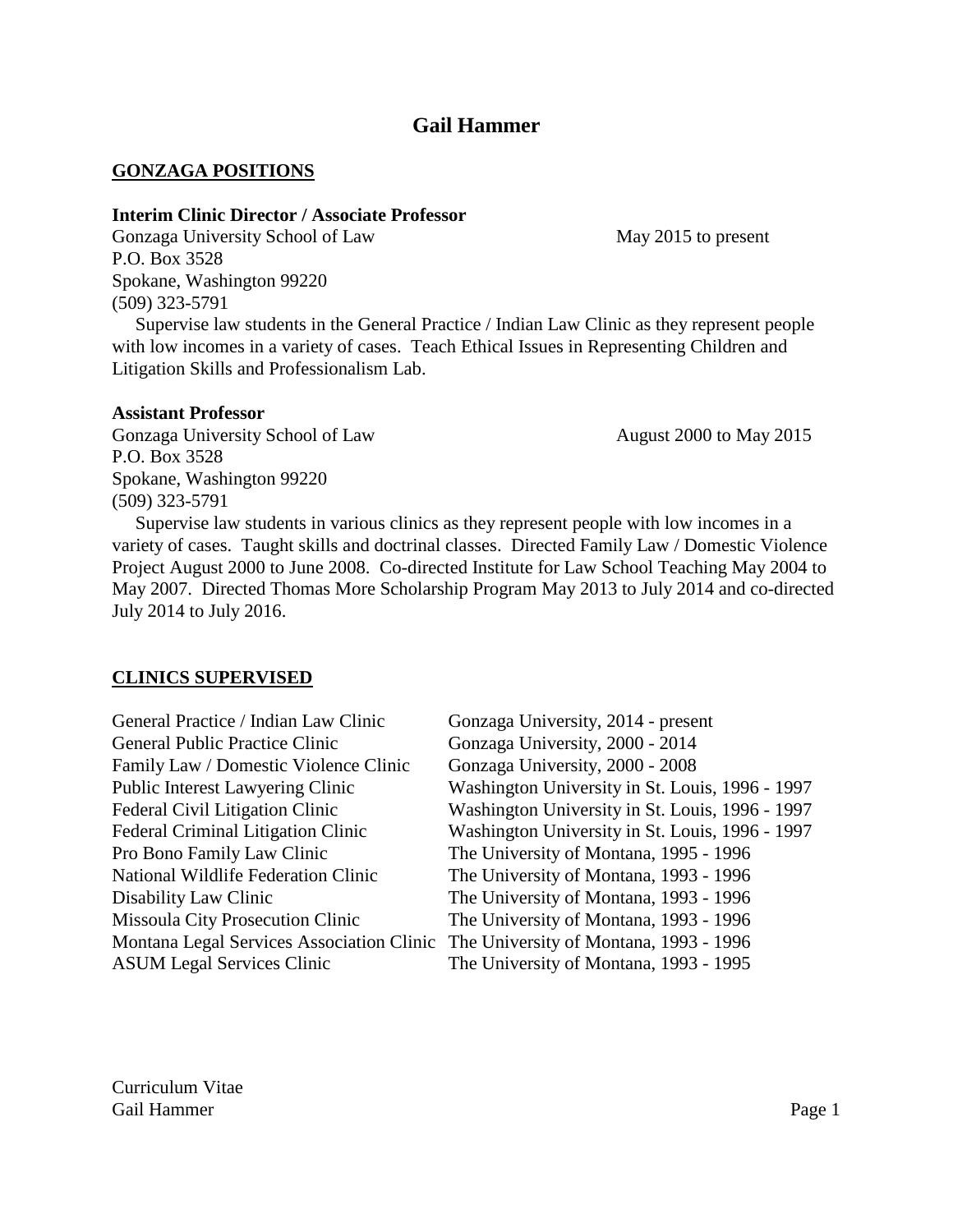# Gail Hammer

## GONZAGA POSITIONS

**Interim Clinic Director / Associate Professor**

Gonzaga University School of Law — May 2015 to present
P.O. Box 3528
Spokane, Washington 99220
(509) 323-5791

Supervise law students in the General Practice / Indian Law Clinic as they represent people with low incomes in a variety of cases. Teach Ethical Issues in Representing Children and Litigation Skills and Professionalism Lab.

**Assistant Professor**

Gonzaga University School of Law — August 2000 to May 2015
P.O. Box 3528
Spokane, Washington 99220
(509) 323-5791

Supervise law students in various clinics as they represent people with low incomes in a variety of cases. Taught skills and doctrinal classes. Directed Family Law / Domestic Violence Project August 2000 to June 2008. Co-directed Institute for Law School Teaching May 2004 to May 2007. Directed Thomas More Scholarship Program May 2013 to July 2014 and co-directed July 2014 to July 2016.

## CLINICS SUPERVISED

| Clinic | Institution |
|---|---|
| General Practice / Indian Law Clinic | Gonzaga University, 2014 - present |
| General Public Practice Clinic | Gonzaga University, 2000 - 2014 |
| Family Law / Domestic Violence Clinic | Gonzaga University, 2000 - 2008 |
| Public Interest Lawyering Clinic | Washington University in St. Louis, 1996 - 1997 |
| Federal Civil Litigation Clinic | Washington University in St. Louis, 1996 - 1997 |
| Federal Criminal Litigation Clinic | Washington University in St. Louis, 1996 - 1997 |
| Pro Bono Family Law Clinic | The University of Montana, 1995 - 1996 |
| National Wildlife Federation Clinic | The University of Montana, 1993 - 1996 |
| Disability Law Clinic | The University of Montana, 1993 - 1996 |
| Missoula City Prosecution Clinic | The University of Montana, 1993 - 1996 |
| Montana Legal Services Association Clinic | The University of Montana, 1993 - 1996 |
| ASUM Legal Services Clinic | The University of Montana, 1993 - 1995 |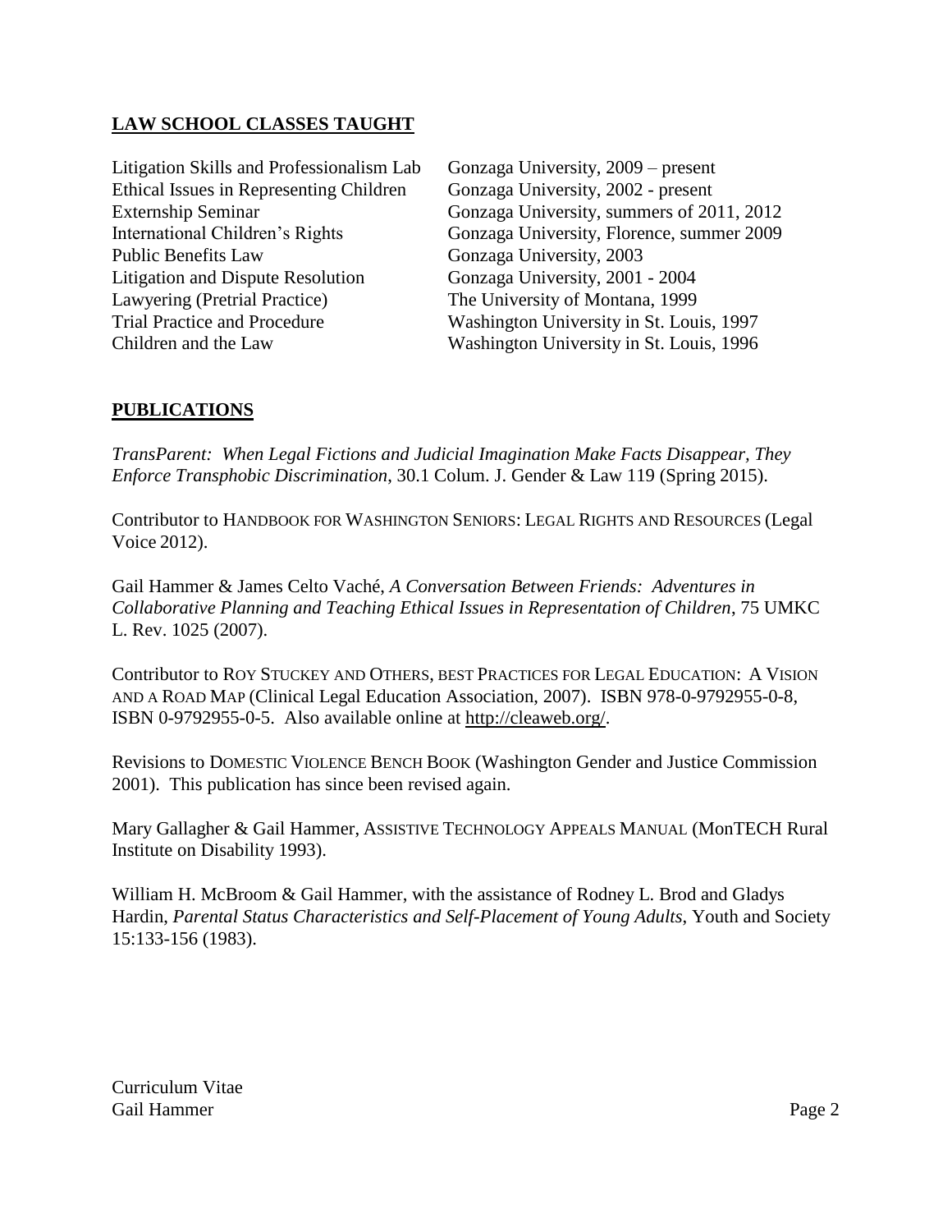## LAW SCHOOL CLASSES TAUGHT

| Class | Institution |
|---|---|
| Litigation Skills and Professionalism Lab | Gonzaga University, 2009 – present |
| Ethical Issues in Representing Children | Gonzaga University, 2002 - present |
| Externship Seminar | Gonzaga University, summers of 2011, 2012 |
| International Children's Rights | Gonzaga University, Florence, summer 2009 |
| Public Benefits Law | Gonzaga University, 2003 |
| Litigation and Dispute Resolution | Gonzaga University, 2001 - 2004 |
| Lawyering (Pretrial Practice) | The University of Montana, 1999 |
| Trial Practice and Procedure | Washington University in St. Louis, 1997 |
| Children and the Law | Washington University in St. Louis, 1996 |

## PUBLICATIONS

*TransParent: When Legal Fictions and Judicial Imagination Make Facts Disappear, They Enforce Transphobic Discrimination*, 30.1 Colum. J. Gender & Law 119 (Spring 2015).

Contributor to HANDBOOK FOR WASHINGTON SENIORS: LEGAL RIGHTS AND RESOURCES (Legal Voice 2012).

Gail Hammer & James Celto Vaché, *A Conversation Between Friends: Adventures in Collaborative Planning and Teaching Ethical Issues in Representation of Children*, 75 UMKC L. Rev. 1025 (2007).

Contributor to ROY STUCKEY AND OTHERS, BEST PRACTICES FOR LEGAL EDUCATION: A VISION AND A ROAD MAP (Clinical Legal Education Association, 2007). ISBN 978-0-9792955-0-8, ISBN 0-9792955-0-5. Also available online at http://cleaweb.org/.

Revisions to DOMESTIC VIOLENCE BENCH BOOK (Washington Gender and Justice Commission 2001). This publication has since been revised again.

Mary Gallagher & Gail Hammer, ASSISTIVE TECHNOLOGY APPEALS MANUAL (MonTECH Rural Institute on Disability 1993).

William H. McBroom & Gail Hammer, with the assistance of Rodney L. Brod and Gladys Hardin, *Parental Status Characteristics and Self-Placement of Young Adults*, Youth and Society 15:133-156 (1983).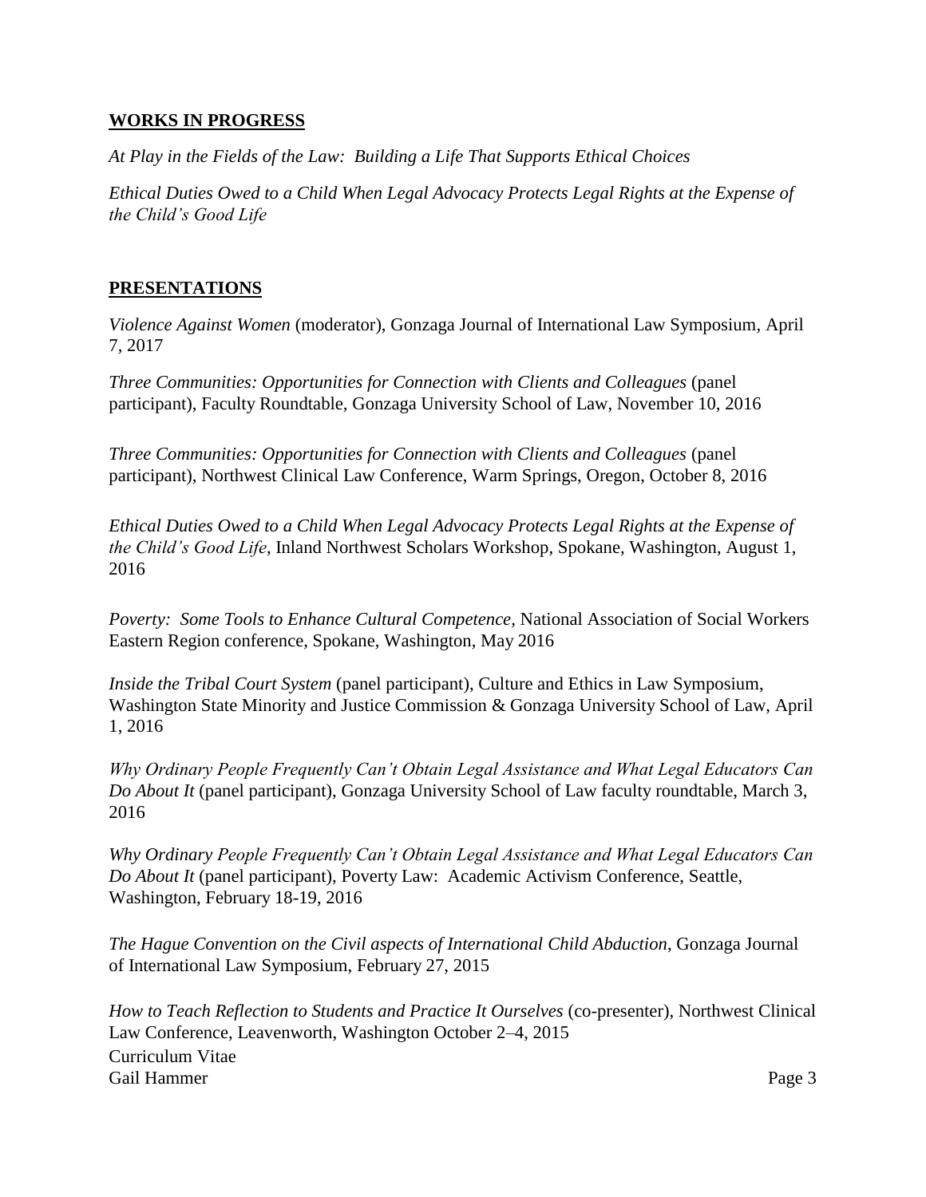## WORKS IN PROGRESS

*At Play in the Fields of the Law: Building a Life That Supports Ethical Choices*

*Ethical Duties Owed to a Child When Legal Advocacy Protects Legal Rights at the Expense of the Child's Good Life*

## PRESENTATIONS

*Violence Against Women* (moderator), Gonzaga Journal of International Law Symposium, April 7, 2017

*Three Communities: Opportunities for Connection with Clients and Colleagues* (panel participant), Faculty Roundtable, Gonzaga University School of Law, November 10, 2016

*Three Communities: Opportunities for Connection with Clients and Colleagues* (panel participant), Northwest Clinical Law Conference, Warm Springs, Oregon, October 8, 2016

*Ethical Duties Owed to a Child When Legal Advocacy Protects Legal Rights at the Expense of the Child's Good Life*, Inland Northwest Scholars Workshop, Spokane, Washington, August 1, 2016

*Poverty: Some Tools to Enhance Cultural Competence*, National Association of Social Workers Eastern Region conference, Spokane, Washington, May 2016

*Inside the Tribal Court System* (panel participant), Culture and Ethics in Law Symposium, Washington State Minority and Justice Commission & Gonzaga University School of Law, April 1, 2016

*Why Ordinary People Frequently Can't Obtain Legal Assistance and What Legal Educators Can Do About It* (panel participant), Gonzaga University School of Law faculty roundtable, March 3, 2016

*Why Ordinary People Frequently Can't Obtain Legal Assistance and What Legal Educators Can Do About It* (panel participant), Poverty Law: Academic Activism Conference, Seattle, Washington, February 18-19, 2016

*The Hague Convention on the Civil aspects of International Child Abduction*, Gonzaga Journal of International Law Symposium, February 27, 2015

*How to Teach Reflection to Students and Practice It Ourselves* (co-presenter), Northwest Clinical Law Conference, Leavenworth, Washington October 2–4, 2015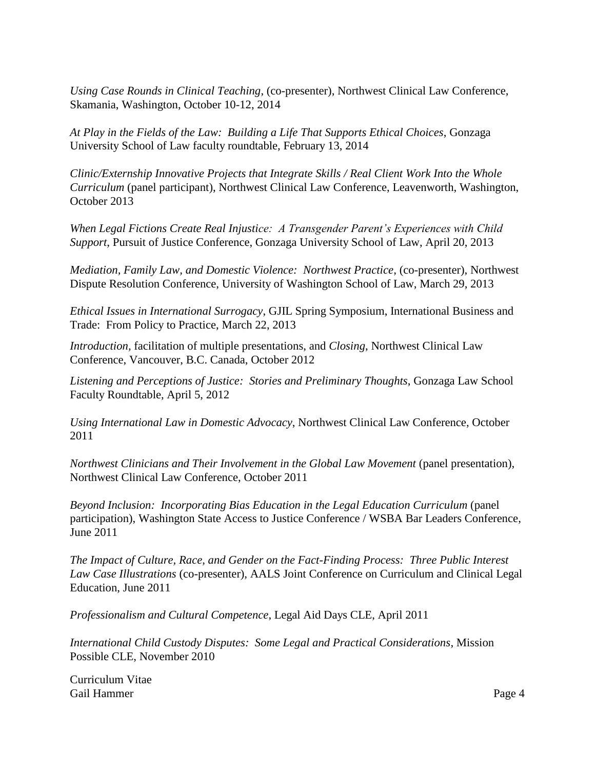*Using Case Rounds in Clinical Teaching*, (co-presenter), Northwest Clinical Law Conference, Skamania, Washington, October 10-12, 2014

*At Play in the Fields of the Law: Building a Life That Supports Ethical Choices*, Gonzaga University School of Law faculty roundtable, February 13, 2014

*Clinic/Externship Innovative Projects that Integrate Skills / Real Client Work Into the Whole Curriculum* (panel participant), Northwest Clinical Law Conference, Leavenworth, Washington, October 2013

*When Legal Fictions Create Real Injustice: A Transgender Parent's Experiences with Child Support*, Pursuit of Justice Conference, Gonzaga University School of Law, April 20, 2013

*Mediation, Family Law, and Domestic Violence: Northwest Practice*, (co-presenter), Northwest Dispute Resolution Conference, University of Washington School of Law, March 29, 2013

*Ethical Issues in International Surrogacy*, GJIL Spring Symposium, International Business and Trade: From Policy to Practice, March 22, 2013

*Introduction*, facilitation of multiple presentations, and *Closing*, Northwest Clinical Law Conference, Vancouver, B.C. Canada, October 2012

*Listening and Perceptions of Justice: Stories and Preliminary Thoughts*, Gonzaga Law School Faculty Roundtable, April 5, 2012

*Using International Law in Domestic Advocacy*, Northwest Clinical Law Conference, October 2011

*Northwest Clinicians and Their Involvement in the Global Law Movement* (panel presentation), Northwest Clinical Law Conference, October 2011

*Beyond Inclusion: Incorporating Bias Education in the Legal Education Curriculum* (panel participation), Washington State Access to Justice Conference / WSBA Bar Leaders Conference, June 2011

*The Impact of Culture, Race, and Gender on the Fact-Finding Process: Three Public Interest Law Case Illustrations* (co-presenter), AALS Joint Conference on Curriculum and Clinical Legal Education, June 2011

*Professionalism and Cultural Competence*, Legal Aid Days CLE, April 2011

*International Child Custody Disputes: Some Legal and Practical Considerations*, Mission Possible CLE, November 2010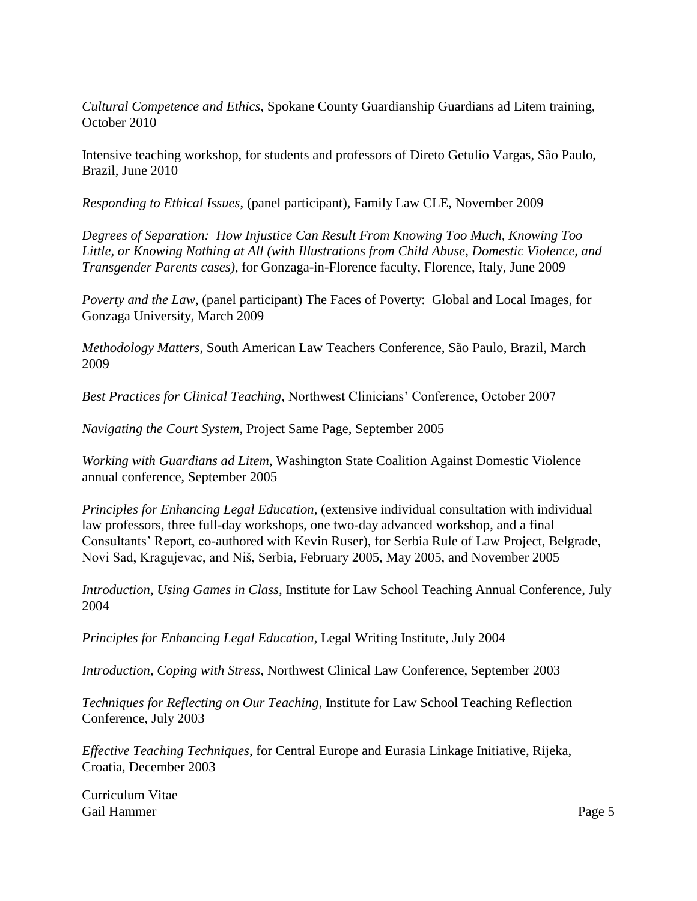*Cultural Competence and Ethics*, Spokane County Guardianship Guardians ad Litem training, October 2010

Intensive teaching workshop, for students and professors of Direto Getulio Vargas, São Paulo, Brazil, June 2010

*Responding to Ethical Issues*, (panel participant), Family Law CLE, November 2009

*Degrees of Separation: How Injustice Can Result From Knowing Too Much, Knowing Too Little, or Knowing Nothing at All (with Illustrations from Child Abuse, Domestic Violence, and Transgender Parents cases)*, for Gonzaga-in-Florence faculty, Florence, Italy, June 2009

*Poverty and the Law*, (panel participant) The Faces of Poverty: Global and Local Images, for Gonzaga University, March 2009

*Methodology Matters*, South American Law Teachers Conference, São Paulo, Brazil, March 2009

*Best Practices for Clinical Teaching*, Northwest Clinicians' Conference, October 2007

*Navigating the Court System*, Project Same Page, September 2005

*Working with Guardians ad Litem*, Washington State Coalition Against Domestic Violence annual conference, September 2005

*Principles for Enhancing Legal Education*, (extensive individual consultation with individual law professors, three full-day workshops, one two-day advanced workshop, and a final Consultants' Report, co-authored with Kevin Ruser), for Serbia Rule of Law Project, Belgrade, Novi Sad, Kragujevac, and Niš, Serbia, February 2005, May 2005, and November 2005

*Introduction, Using Games in Class*, Institute for Law School Teaching Annual Conference, July 2004

*Principles for Enhancing Legal Education*, Legal Writing Institute, July 2004

*Introduction, Coping with Stress*, Northwest Clinical Law Conference, September 2003

*Techniques for Reflecting on Our Teaching*, Institute for Law School Teaching Reflection Conference, July 2003

*Effective Teaching Techniques*, for Central Europe and Eurasia Linkage Initiative, Rijeka, Croatia, December 2003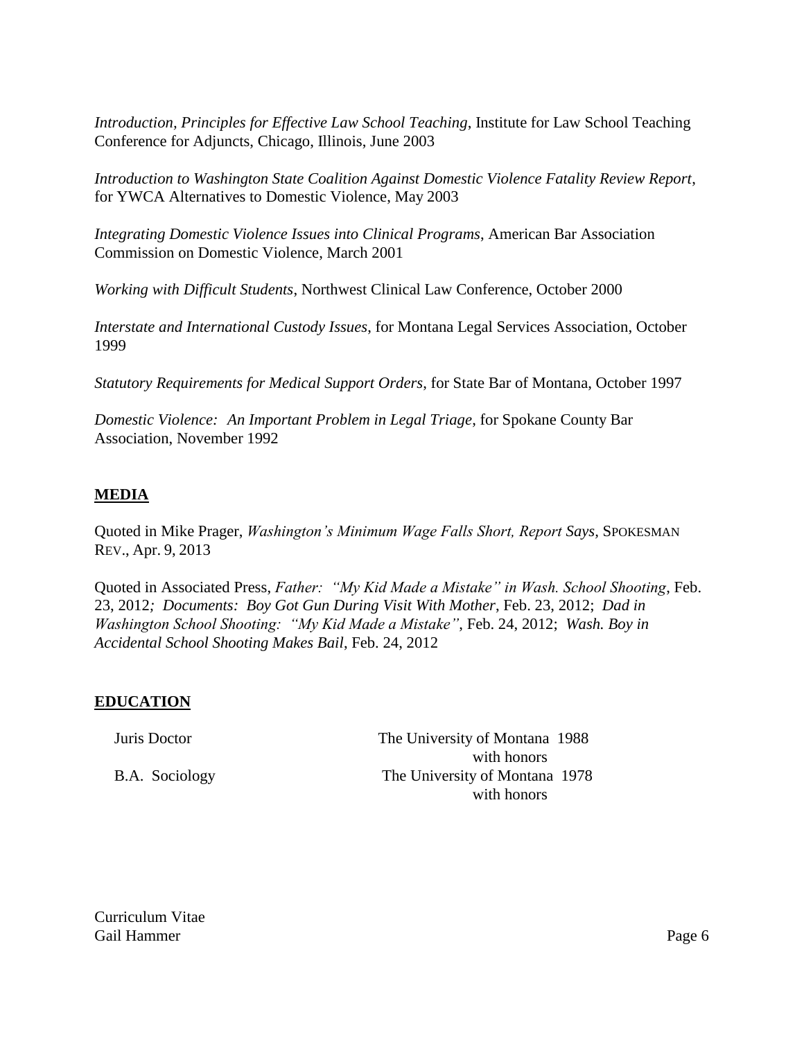*Introduction, Principles for Effective Law School Teaching*, Institute for Law School Teaching Conference for Adjuncts, Chicago, Illinois, June 2003

*Introduction to Washington State Coalition Against Domestic Violence Fatality Review Report*, for YWCA Alternatives to Domestic Violence, May 2003

*Integrating Domestic Violence Issues into Clinical Programs*, American Bar Association Commission on Domestic Violence, March 2001

*Working with Difficult Students*, Northwest Clinical Law Conference, October 2000

*Interstate and International Custody Issues*, for Montana Legal Services Association, October 1999

*Statutory Requirements for Medical Support Orders*, for State Bar of Montana, October 1997

*Domestic Violence: An Important Problem in Legal Triage*, for Spokane County Bar Association, November 1992

## MEDIA

Quoted in Mike Prager, *Washington's Minimum Wage Falls Short, Report Says,* SPOKESMAN REV., Apr. 9, 2013

Quoted in Associated Press, *Father: "My Kid Made a Mistake" in Wash. School Shooting*, Feb. 23, 2012*; Documents: Boy Got Gun During Visit With Mother*, Feb. 23, 2012; *Dad in Washington School Shooting: "My Kid Made a Mistake"*, Feb. 24, 2012; *Wash. Boy in Accidental School Shooting Makes Bail*, Feb. 24, 2012

## EDUCATION

| | |
|---|---|
| Juris Doctor | The University of Montana 1988 with honors |
| B.A. Sociology | The University of Montana 1978 with honors |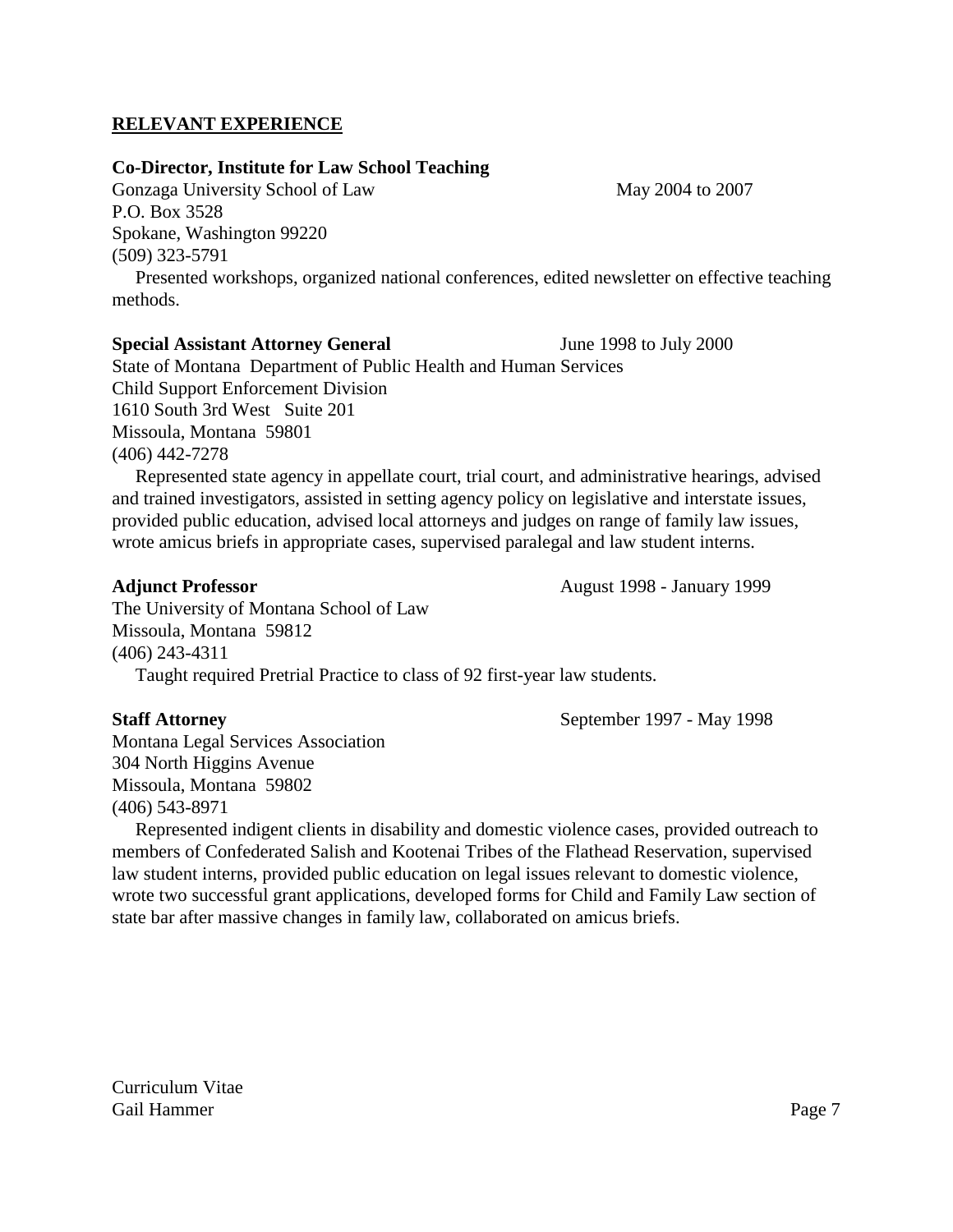## RELEVANT EXPERIENCE

**Co-Director, Institute for Law School Teaching**

Gonzaga University School of Law — May 2004 to 2007
P.O. Box 3528
Spokane, Washington 99220
(509) 323-5791

Presented workshops, organized national conferences, edited newsletter on effective teaching methods.

**Special Assistant Attorney General** — June 1998 to July 2000

State of Montana Department of Public Health and Human Services
Child Support Enforcement Division
1610 South 3rd West Suite 201
Missoula, Montana 59801
(406) 442-7278

Represented state agency in appellate court, trial court, and administrative hearings, advised and trained investigators, assisted in setting agency policy on legislative and interstate issues, provided public education, advised local attorneys and judges on range of family law issues, wrote amicus briefs in appropriate cases, supervised paralegal and law student interns.

**Adjunct Professor** — August 1998 - January 1999

The University of Montana School of Law
Missoula, Montana 59812
(406) 243-4311

Taught required Pretrial Practice to class of 92 first-year law students.

**Staff Attorney** — September 1997 - May 1998

Montana Legal Services Association
304 North Higgins Avenue
Missoula, Montana 59802
(406) 543-8971

Represented indigent clients in disability and domestic violence cases, provided outreach to members of Confederated Salish and Kootenai Tribes of the Flathead Reservation, supervised law student interns, provided public education on legal issues relevant to domestic violence, wrote two successful grant applications, developed forms for Child and Family Law section of state bar after massive changes in family law, collaborated on amicus briefs.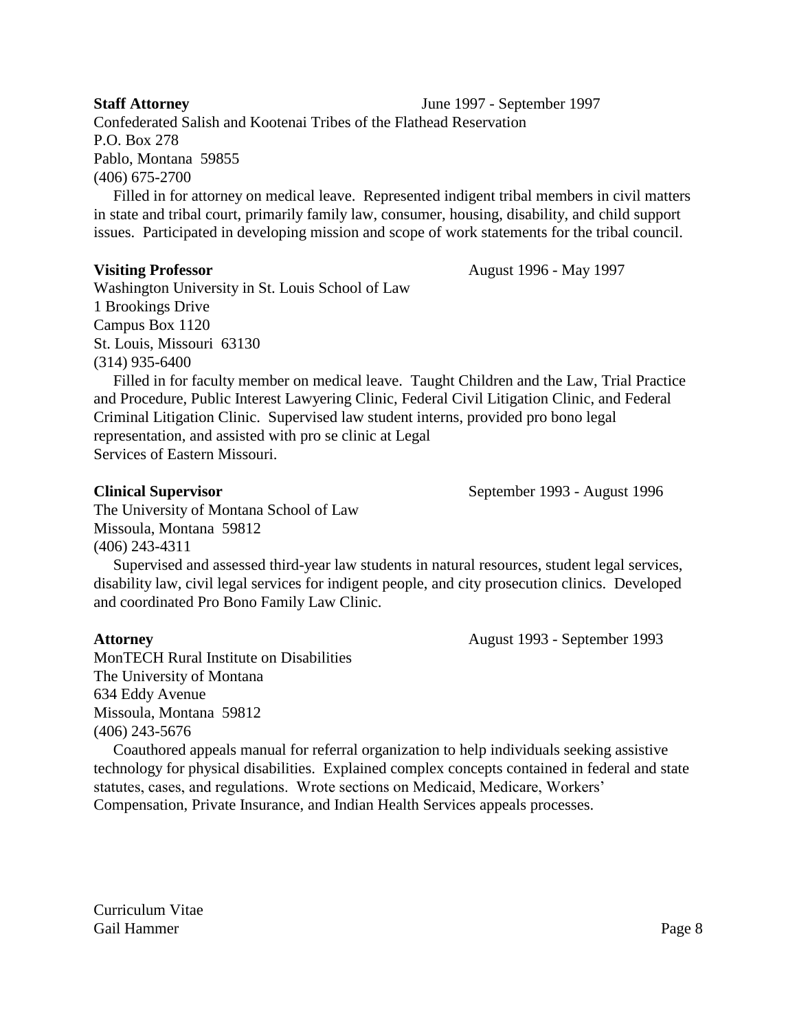**Staff Attorney** June 1997 - September 1997

Confederated Salish and Kootenai Tribes of the Flathead Reservation
P.O. Box 278
Pablo, Montana 59855
(406) 675-2700

Filled in for attorney on medical leave. Represented indigent tribal members in civil matters in state and tribal court, primarily family law, consumer, housing, disability, and child support issues. Participated in developing mission and scope of work statements for the tribal council.

**Visiting Professor** August 1996 - May 1997

Washington University in St. Louis School of Law
1 Brookings Drive
Campus Box 1120
St. Louis, Missouri 63130
(314) 935-6400

Filled in for faculty member on medical leave. Taught Children and the Law, Trial Practice and Procedure, Public Interest Lawyering Clinic, Federal Civil Litigation Clinic, and Federal Criminal Litigation Clinic. Supervised law student interns, provided pro bono legal representation, and assisted with pro se clinic at Legal Services of Eastern Missouri.

**Clinical Supervisor** September 1993 - August 1996

The University of Montana School of Law
Missoula, Montana 59812
(406) 243-4311

Supervised and assessed third-year law students in natural resources, student legal services, disability law, civil legal services for indigent people, and city prosecution clinics. Developed and coordinated Pro Bono Family Law Clinic.

**Attorney** August 1993 - September 1993

MonTECH Rural Institute on Disabilities
The University of Montana
634 Eddy Avenue
Missoula, Montana 59812
(406) 243-5676

Coauthored appeals manual for referral organization to help individuals seeking assistive technology for physical disabilities. Explained complex concepts contained in federal and state statutes, cases, and regulations. Wrote sections on Medicaid, Medicare, Workers' Compensation, Private Insurance, and Indian Health Services appeals processes.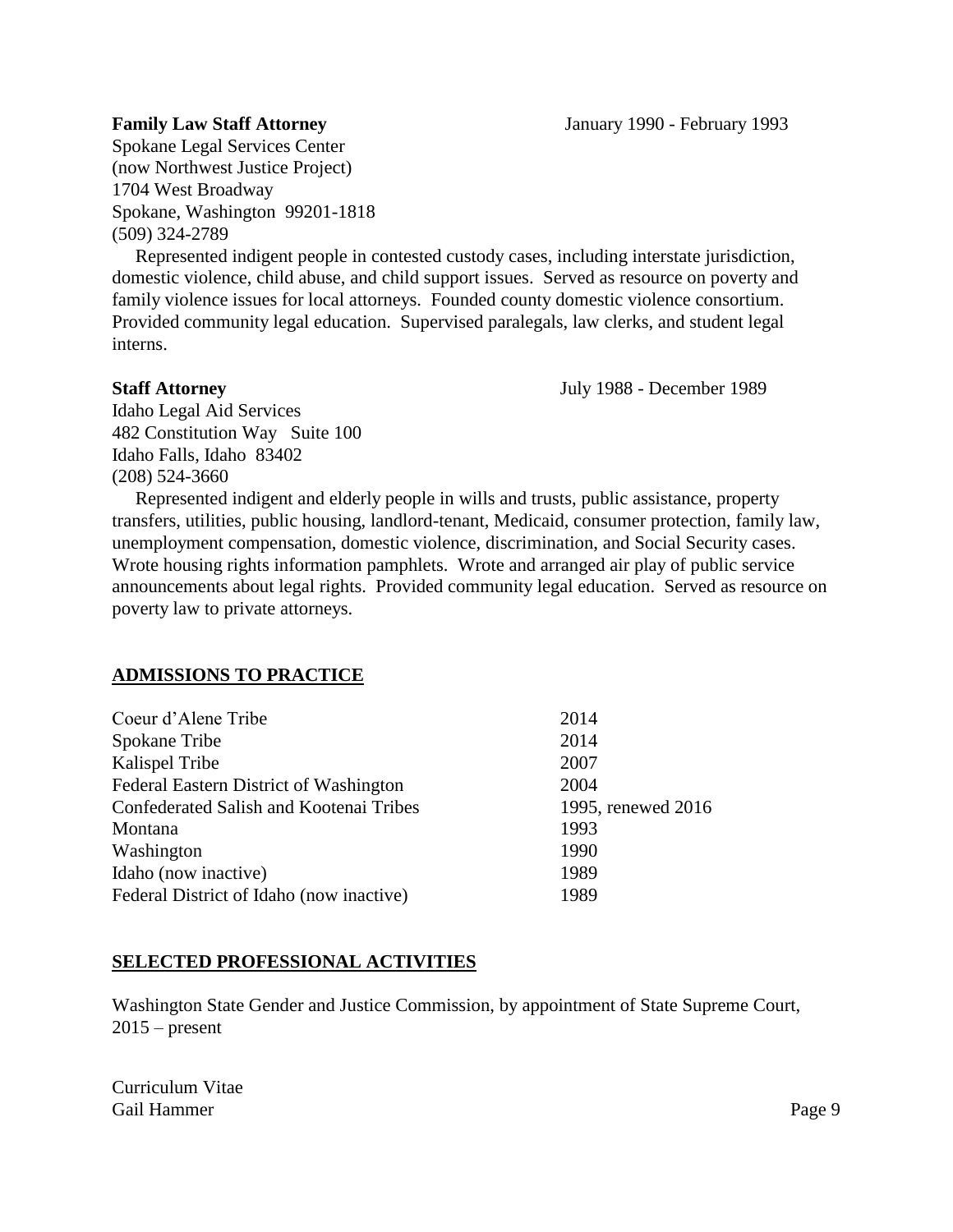**Family Law Staff Attorney** January 1990 - February 1993

Spokane Legal Services Center
(now Northwest Justice Project)
1704 West Broadway
Spokane, Washington 99201-1818
(509) 324-2789

Represented indigent people in contested custody cases, including interstate jurisdiction, domestic violence, child abuse, and child support issues. Served as resource on poverty and family violence issues for local attorneys. Founded county domestic violence consortium. Provided community legal education. Supervised paralegals, law clerks, and student legal interns.

**Staff Attorney** July 1988 - December 1989

Idaho Legal Aid Services
482 Constitution Way Suite 100
Idaho Falls, Idaho 83402
(208) 524-3660

Represented indigent and elderly people in wills and trusts, public assistance, property transfers, utilities, public housing, landlord-tenant, Medicaid, consumer protection, family law, unemployment compensation, domestic violence, discrimination, and Social Security cases. Wrote housing rights information pamphlets. Wrote and arranged air play of public service announcements about legal rights. Provided community legal education. Served as resource on poverty law to private attorneys.

## ADMISSIONS TO PRACTICE

| | |
|---|---|
| Coeur d'Alene Tribe | 2014 |
| Spokane Tribe | 2014 |
| Kalispel Tribe | 2007 |
| Federal Eastern District of Washington | 2004 |
| Confederated Salish and Kootenai Tribes | 1995, renewed 2016 |
| Montana | 1993 |
| Washington | 1990 |
| Idaho (now inactive) | 1989 |
| Federal District of Idaho (now inactive) | 1989 |

## SELECTED PROFESSIONAL ACTIVITIES

Washington State Gender and Justice Commission, by appointment of State Supreme Court, 2015 – present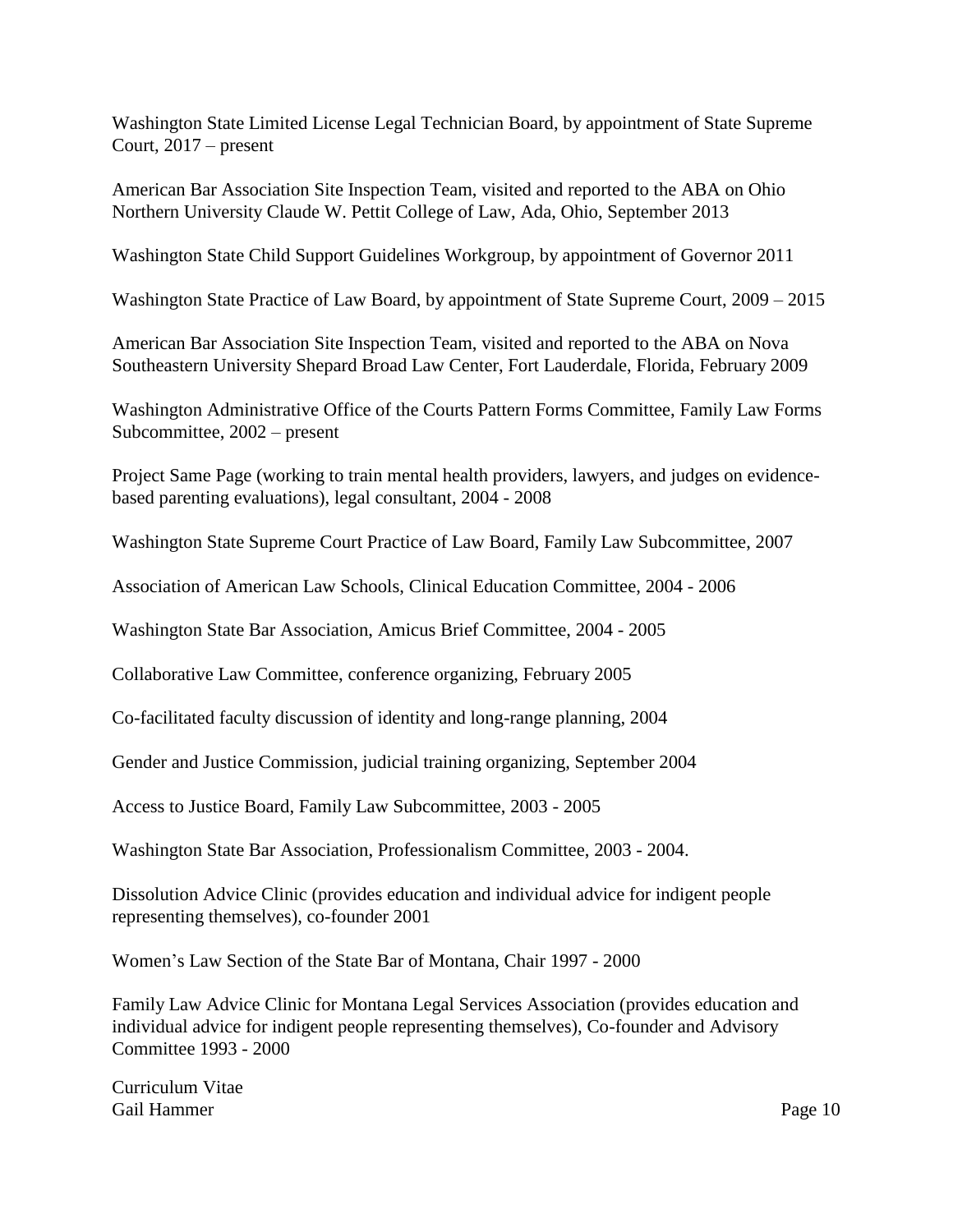Washington State Limited License Legal Technician Board, by appointment of State Supreme Court, 2017 – present

American Bar Association Site Inspection Team, visited and reported to the ABA on Ohio Northern University Claude W. Pettit College of Law, Ada, Ohio, September 2013

Washington State Child Support Guidelines Workgroup, by appointment of Governor 2011

Washington State Practice of Law Board, by appointment of State Supreme Court, 2009 – 2015

American Bar Association Site Inspection Team, visited and reported to the ABA on Nova Southeastern University Shepard Broad Law Center, Fort Lauderdale, Florida, February 2009

Washington Administrative Office of the Courts Pattern Forms Committee, Family Law Forms Subcommittee, 2002 – present

Project Same Page (working to train mental health providers, lawyers, and judges on evidence-based parenting evaluations), legal consultant, 2004 - 2008

Washington State Supreme Court Practice of Law Board, Family Law Subcommittee, 2007

Association of American Law Schools, Clinical Education Committee, 2004 - 2006

Washington State Bar Association, Amicus Brief Committee, 2004 - 2005

Collaborative Law Committee, conference organizing, February 2005

Co-facilitated faculty discussion of identity and long-range planning, 2004

Gender and Justice Commission, judicial training organizing, September 2004

Access to Justice Board, Family Law Subcommittee, 2003 - 2005

Washington State Bar Association, Professionalism Committee, 2003 - 2004.

Dissolution Advice Clinic (provides education and individual advice for indigent people representing themselves), co-founder 2001

Women's Law Section of the State Bar of Montana, Chair 1997 - 2000

Family Law Advice Clinic for Montana Legal Services Association (provides education and individual advice for indigent people representing themselves), Co-founder and Advisory Committee 1993 - 2000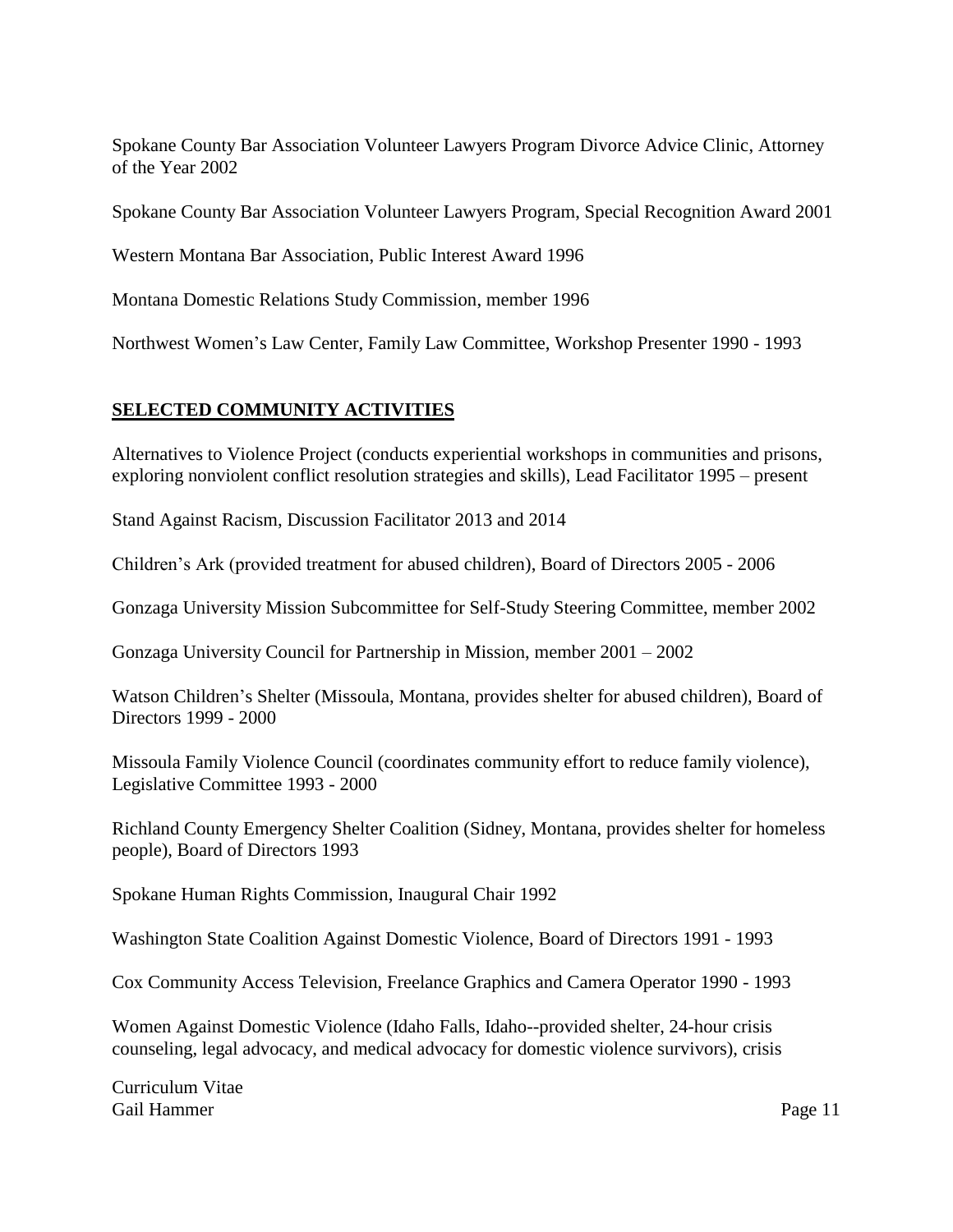Spokane County Bar Association Volunteer Lawyers Program Divorce Advice Clinic, Attorney of the Year 2002

Spokane County Bar Association Volunteer Lawyers Program, Special Recognition Award 2001

Western Montana Bar Association, Public Interest Award 1996

Montana Domestic Relations Study Commission, member 1996

Northwest Women's Law Center, Family Law Committee, Workshop Presenter 1990 - 1993

## SELECTED COMMUNITY ACTIVITIES

Alternatives to Violence Project (conducts experiential workshops in communities and prisons, exploring nonviolent conflict resolution strategies and skills), Lead Facilitator 1995 – present

Stand Against Racism, Discussion Facilitator 2013 and 2014

Children's Ark (provided treatment for abused children), Board of Directors 2005 - 2006

Gonzaga University Mission Subcommittee for Self-Study Steering Committee, member 2002

Gonzaga University Council for Partnership in Mission, member 2001 – 2002

Watson Children's Shelter (Missoula, Montana, provides shelter for abused children), Board of Directors 1999 - 2000

Missoula Family Violence Council (coordinates community effort to reduce family violence), Legislative Committee 1993 - 2000

Richland County Emergency Shelter Coalition (Sidney, Montana, provides shelter for homeless people), Board of Directors 1993

Spokane Human Rights Commission, Inaugural Chair 1992

Washington State Coalition Against Domestic Violence, Board of Directors 1991 - 1993

Cox Community Access Television, Freelance Graphics and Camera Operator 1990 - 1993

Women Against Domestic Violence (Idaho Falls, Idaho--provided shelter, 24-hour crisis counseling, legal advocacy, and medical advocacy for domestic violence survivors), crisis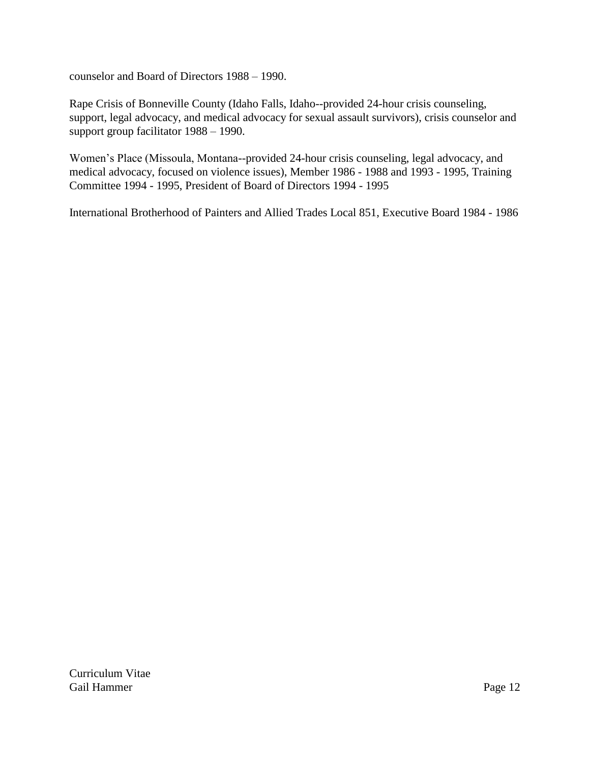counselor and Board of Directors 1988 – 1990.

Rape Crisis of Bonneville County (Idaho Falls, Idaho--provided 24-hour crisis counseling, support, legal advocacy, and medical advocacy for sexual assault survivors), crisis counselor and support group facilitator 1988 – 1990.

Women's Place (Missoula, Montana--provided 24-hour crisis counseling, legal advocacy, and medical advocacy, focused on violence issues), Member 1986 - 1988 and 1993 - 1995, Training Committee 1994 - 1995, President of Board of Directors 1994 - 1995

International Brotherhood of Painters and Allied Trades Local 851, Executive Board 1984 - 1986